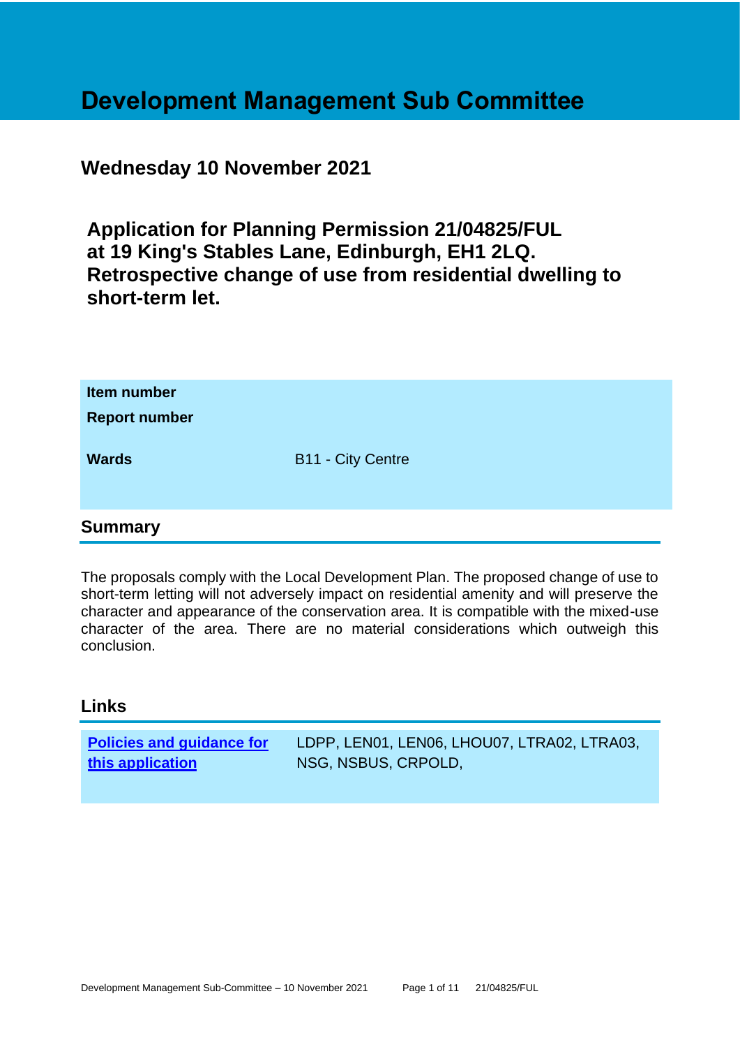# Development Management Sub Committee

## Wednesday 10 November 2021

## Application for Planning Permission 21/04825/FUL at 19 King's Stables Lane, Edinburgh, EH1 2LQ. Retrospective change of use from residential dwelling to short-term let.

| | |
|---|---|
| **Item number** | |
| **Report number** | |
| **Wards** | B11 - City Centre |

## Summary

The proposals comply with the Local Development Plan. The proposed change of use to short-term letting will not adversely impact on residential amenity and will preserve the character and appearance of the conservation area. It is compatible with the mixed-use character of the area. There are no material considerations which outweigh this conclusion.

## Links

| | |
|---|---|
| **Policies and guidance for this application** | LDPP, LEN01, LEN06, LHOU07, LTRA02, LTRA03, NSG, NSBUS, CRPOLD, |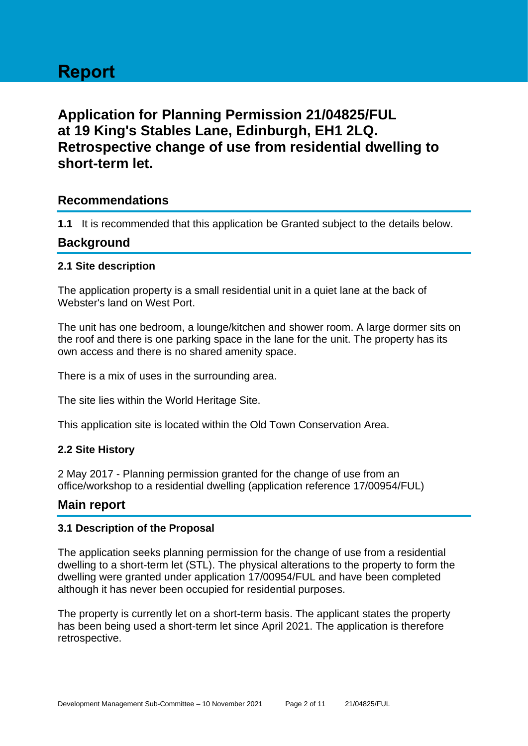# Report

## Application for Planning Permission 21/04825/FUL at 19 King's Stables Lane, Edinburgh, EH1 2LQ. Retrospective change of use from residential dwelling to short-term let.

### Recommendations

**1.1** It is recommended that this application be Granted subject to the details below.

### Background

#### 2.1 Site description

The application property is a small residential unit in a quiet lane at the back of Webster's land on West Port.

The unit has one bedroom, a lounge/kitchen and shower room. A large dormer sits on the roof and there is one parking space in the lane for the unit. The property has its own access and there is no shared amenity space.

There is a mix of uses in the surrounding area.

The site lies within the World Heritage Site.

This application site is located within the Old Town Conservation Area.

#### 2.2 Site History

2 May 2017 - Planning permission granted for the change of use from an office/workshop to a residential dwelling (application reference 17/00954/FUL)

### Main report

#### 3.1 Description of the Proposal

The application seeks planning permission for the change of use from a residential dwelling to a short-term let (STL). The physical alterations to the property to form the dwelling were granted under application 17/00954/FUL and have been completed although it has never been occupied for residential purposes.

The property is currently let on a short-term basis. The applicant states the property has been being used a short-term let since April 2021. The application is therefore retrospective.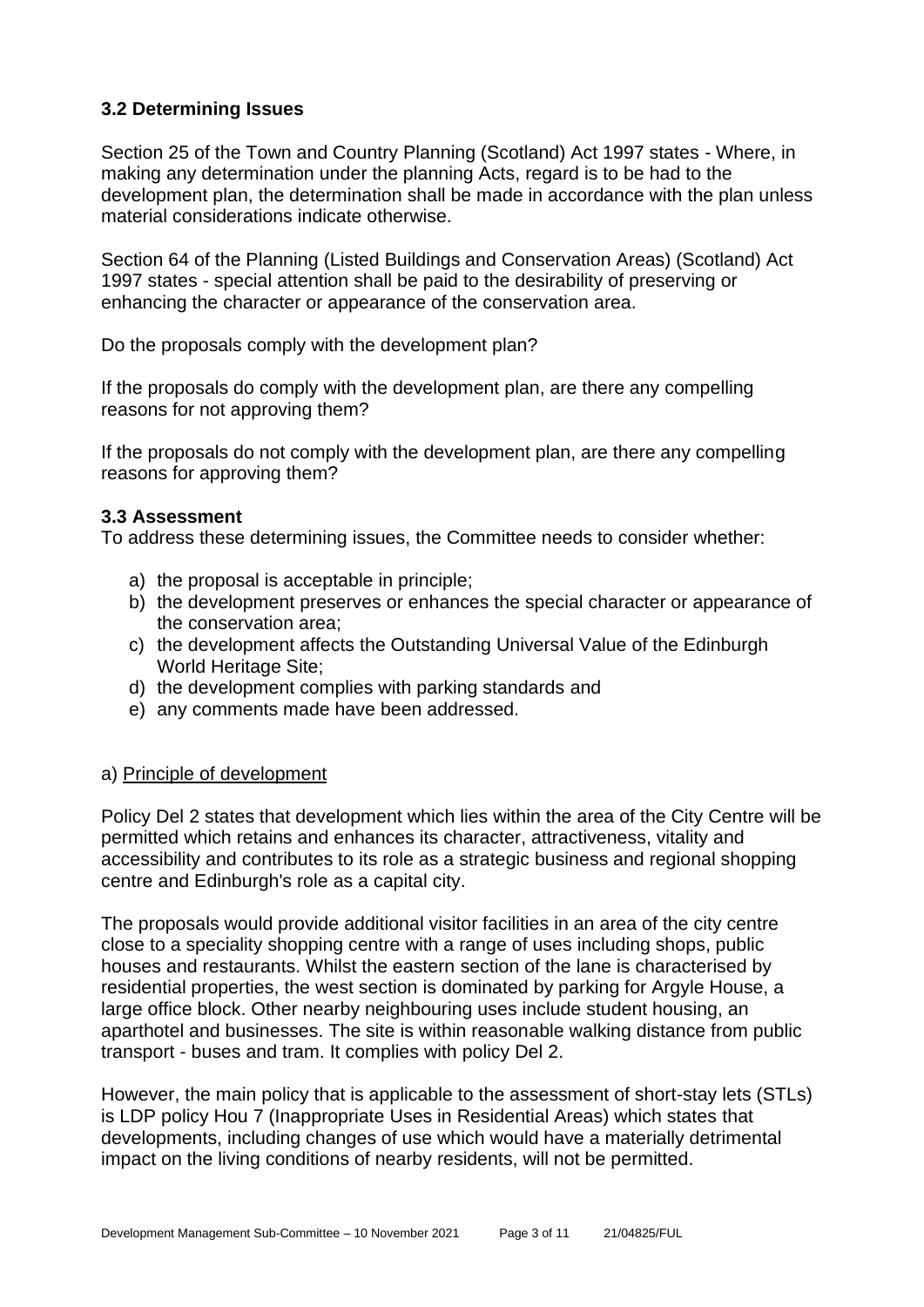### 3.2 Determining Issues

Section 25 of the Town and Country Planning (Scotland) Act 1997 states - Where, in making any determination under the planning Acts, regard is to be had to the development plan, the determination shall be made in accordance with the plan unless material considerations indicate otherwise.

Section 64 of the Planning (Listed Buildings and Conservation Areas) (Scotland) Act 1997 states - special attention shall be paid to the desirability of preserving or enhancing the character or appearance of the conservation area.

Do the proposals comply with the development plan?

If the proposals do comply with the development plan, are there any compelling reasons for not approving them?

If the proposals do not comply with the development plan, are there any compelling reasons for approving them?

### 3.3 Assessment

To address these determining issues, the Committee needs to consider whether:

a) the proposal is acceptable in principle;
b) the development preserves or enhances the special character or appearance of the conservation area;
c) the development affects the Outstanding Universal Value of the Edinburgh World Heritage Site;
d) the development complies with parking standards and
e) any comments made have been addressed.

a) Principle of development

Policy Del 2 states that development which lies within the area of the City Centre will be permitted which retains and enhances its character, attractiveness, vitality and accessibility and contributes to its role as a strategic business and regional shopping centre and Edinburgh's role as a capital city.

The proposals would provide additional visitor facilities in an area of the city centre close to a speciality shopping centre with a range of uses including shops, public houses and restaurants. Whilst the eastern section of the lane is characterised by residential properties, the west section is dominated by parking for Argyle House, a large office block. Other nearby neighbouring uses include student housing, an aparthotel and businesses. The site is within reasonable walking distance from public transport - buses and tram. It complies with policy Del 2.

However, the main policy that is applicable to the assessment of short-stay lets (STLs) is LDP policy Hou 7 (Inappropriate Uses in Residential Areas) which states that developments, including changes of use which would have a materially detrimental impact on the living conditions of nearby residents, will not be permitted.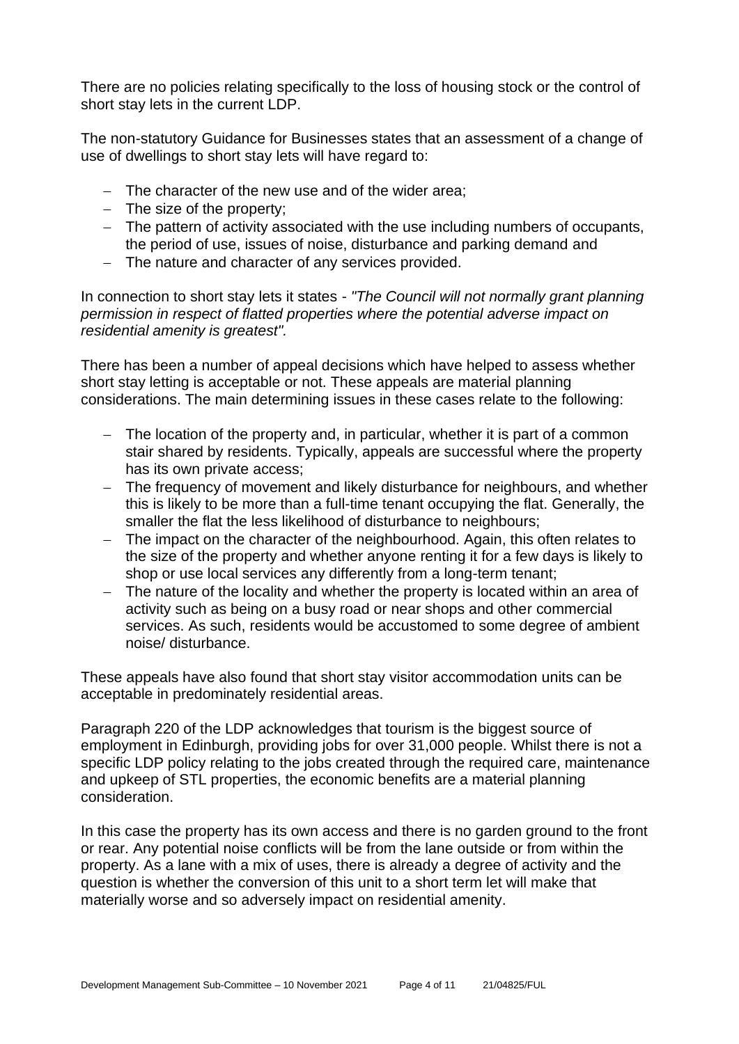There are no policies relating specifically to the loss of housing stock or the control of short stay lets in the current LDP.

The non-statutory Guidance for Businesses states that an assessment of a change of use of dwellings to short stay lets will have regard to:

- The character of the new use and of the wider area;
- The size of the property;
- The pattern of activity associated with the use including numbers of occupants, the period of use, issues of noise, disturbance and parking demand and
- The nature and character of any services provided.

In connection to short stay lets it states - *"The Council will not normally grant planning permission in respect of flatted properties where the potential adverse impact on residential amenity is greatest".*

There has been a number of appeal decisions which have helped to assess whether short stay letting is acceptable or not. These appeals are material planning considerations. The main determining issues in these cases relate to the following:

- The location of the property and, in particular, whether it is part of a common stair shared by residents. Typically, appeals are successful where the property has its own private access;
- The frequency of movement and likely disturbance for neighbours, and whether this is likely to be more than a full-time tenant occupying the flat. Generally, the smaller the flat the less likelihood of disturbance to neighbours;
- The impact on the character of the neighbourhood. Again, this often relates to the size of the property and whether anyone renting it for a few days is likely to shop or use local services any differently from a long-term tenant;
- The nature of the locality and whether the property is located within an area of activity such as being on a busy road or near shops and other commercial services. As such, residents would be accustomed to some degree of ambient noise/ disturbance.

These appeals have also found that short stay visitor accommodation units can be acceptable in predominately residential areas.

Paragraph 220 of the LDP acknowledges that tourism is the biggest source of employment in Edinburgh, providing jobs for over 31,000 people. Whilst there is not a specific LDP policy relating to the jobs created through the required care, maintenance and upkeep of STL properties, the economic benefits are a material planning consideration.

In this case the property has its own access and there is no garden ground to the front or rear. Any potential noise conflicts will be from the lane outside or from within the property. As a lane with a mix of uses, there is already a degree of activity and the question is whether the conversion of this unit to a short term let will make that materially worse and so adversely impact on residential amenity.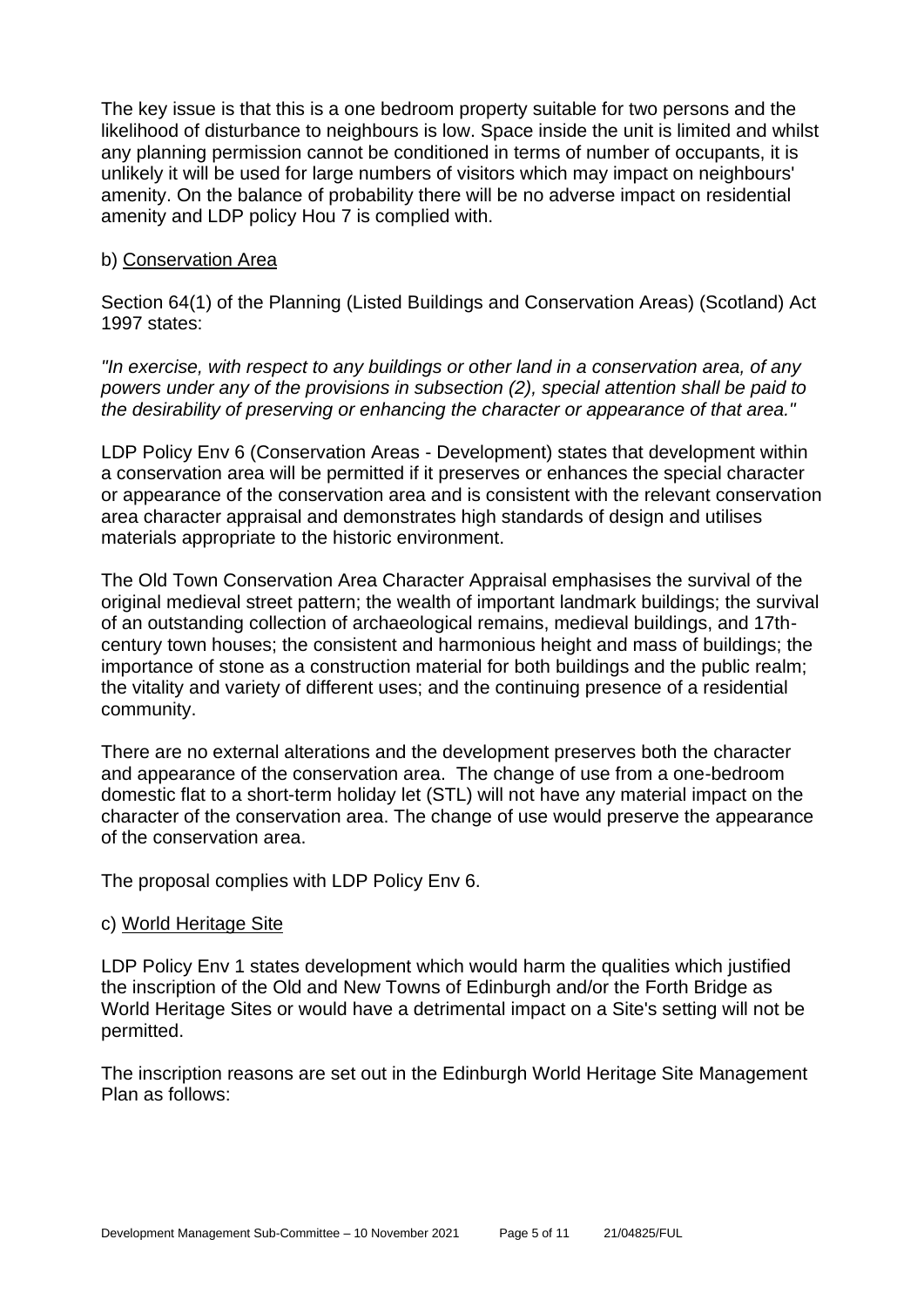The key issue is that this is a one bedroom property suitable for two persons and the likelihood of disturbance to neighbours is low. Space inside the unit is limited and whilst any planning permission cannot be conditioned in terms of number of occupants, it is unlikely it will be used for large numbers of visitors which may impact on neighbours' amenity. On the balance of probability there will be no adverse impact on residential amenity and LDP policy Hou 7 is complied with.

b) <u>Conservation Area</u>

Section 64(1) of the Planning (Listed Buildings and Conservation Areas) (Scotland) Act 1997 states:

*"In exercise, with respect to any buildings or other land in a conservation area, of any powers under any of the provisions in subsection (2), special attention shall be paid to the desirability of preserving or enhancing the character or appearance of that area."*

LDP Policy Env 6 (Conservation Areas - Development) states that development within a conservation area will be permitted if it preserves or enhances the special character or appearance of the conservation area and is consistent with the relevant conservation area character appraisal and demonstrates high standards of design and utilises materials appropriate to the historic environment.

The Old Town Conservation Area Character Appraisal emphasises the survival of the original medieval street pattern; the wealth of important landmark buildings; the survival of an outstanding collection of archaeological remains, medieval buildings, and 17th-century town houses; the consistent and harmonious height and mass of buildings; the importance of stone as a construction material for both buildings and the public realm; the vitality and variety of different uses; and the continuing presence of a residential community.

There are no external alterations and the development preserves both the character and appearance of the conservation area. The change of use from a one-bedroom domestic flat to a short-term holiday let (STL) will not have any material impact on the character of the conservation area. The change of use would preserve the appearance of the conservation area.

The proposal complies with LDP Policy Env 6.

c) <u>World Heritage Site</u>

LDP Policy Env 1 states development which would harm the qualities which justified the inscription of the Old and New Towns of Edinburgh and/or the Forth Bridge as World Heritage Sites or would have a detrimental impact on a Site's setting will not be permitted.

The inscription reasons are set out in the Edinburgh World Heritage Site Management Plan as follows: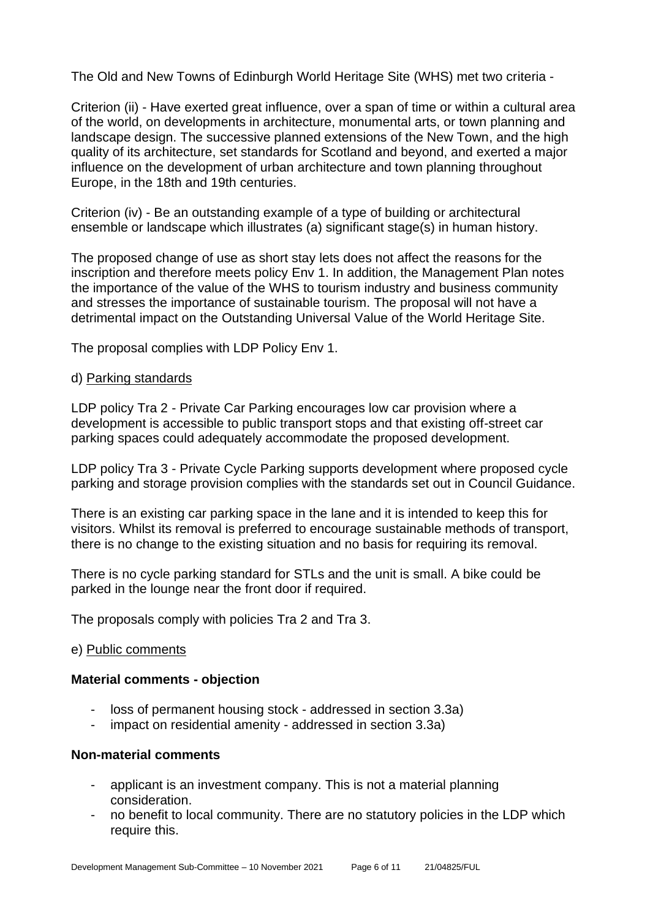The Old and New Towns of Edinburgh World Heritage Site (WHS) met two criteria -

Criterion (ii) - Have exerted great influence, over a span of time or within a cultural area of the world, on developments in architecture, monumental arts, or town planning and landscape design. The successive planned extensions of the New Town, and the high quality of its architecture, set standards for Scotland and beyond, and exerted a major influence on the development of urban architecture and town planning throughout Europe, in the 18th and 19th centuries.

Criterion (iv) - Be an outstanding example of a type of building or architectural ensemble or landscape which illustrates (a) significant stage(s) in human history.

The proposed change of use as short stay lets does not affect the reasons for the inscription and therefore meets policy Env 1. In addition, the Management Plan notes the importance of the value of the WHS to tourism industry and business community and stresses the importance of sustainable tourism. The proposal will not have a detrimental impact on the Outstanding Universal Value of the World Heritage Site.

The proposal complies with LDP Policy Env 1.

d) <u>Parking standards</u>

LDP policy Tra 2 - Private Car Parking encourages low car provision where a development is accessible to public transport stops and that existing off-street car parking spaces could adequately accommodate the proposed development.

LDP policy Tra 3 - Private Cycle Parking supports development where proposed cycle parking and storage provision complies with the standards set out in Council Guidance.

There is an existing car parking space in the lane and it is intended to keep this for visitors. Whilst its removal is preferred to encourage sustainable methods of transport, there is no change to the existing situation and no basis for requiring its removal.

There is no cycle parking standard for STLs and the unit is small. A bike could be parked in the lounge near the front door if required.

The proposals comply with policies Tra 2 and Tra 3.

e) <u>Public comments</u>

**Material comments - objection**

- loss of permanent housing stock - addressed in section 3.3a)
- impact on residential amenity - addressed in section 3.3a)

**Non-material comments**

- applicant is an investment company. This is not a material planning consideration.
- no benefit to local community. There are no statutory policies in the LDP which require this.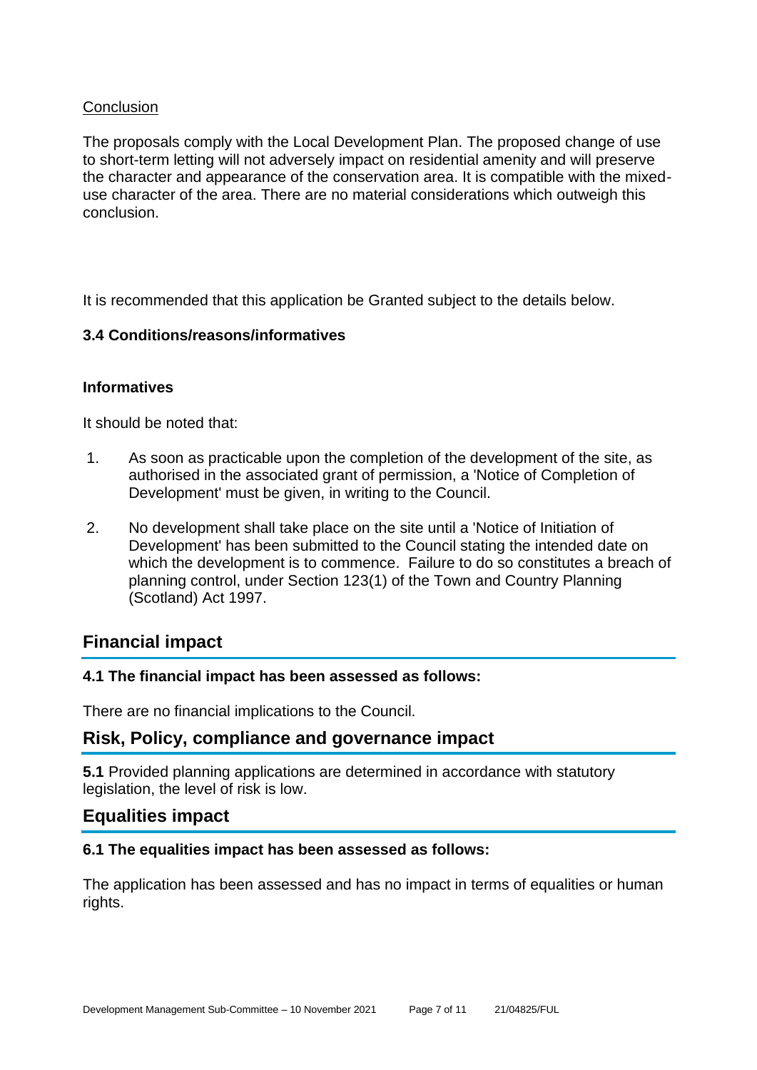Conclusion

The proposals comply with the Local Development Plan. The proposed change of use to short-term letting will not adversely impact on residential amenity and will preserve the character and appearance of the conservation area. It is compatible with the mixed-use character of the area. There are no material considerations which outweigh this conclusion.

It is recommended that this application be Granted subject to the details below.

### 3.4 Conditions/reasons/informatives

#### Informatives

It should be noted that:

1. As soon as practicable upon the completion of the development of the site, as authorised in the associated grant of permission, a 'Notice of Completion of Development' must be given, in writing to the Council.
2. No development shall take place on the site until a 'Notice of Initiation of Development' has been submitted to the Council stating the intended date on which the development is to commence. Failure to do so constitutes a breach of planning control, under Section 123(1) of the Town and Country Planning (Scotland) Act 1997.

## Financial impact

### 4.1 The financial impact has been assessed as follows:

There are no financial implications to the Council.

## Risk, Policy, compliance and governance impact

**5.1** Provided planning applications are determined in accordance with statutory legislation, the level of risk is low.

## Equalities impact

### 6.1 The equalities impact has been assessed as follows:

The application has been assessed and has no impact in terms of equalities or human rights.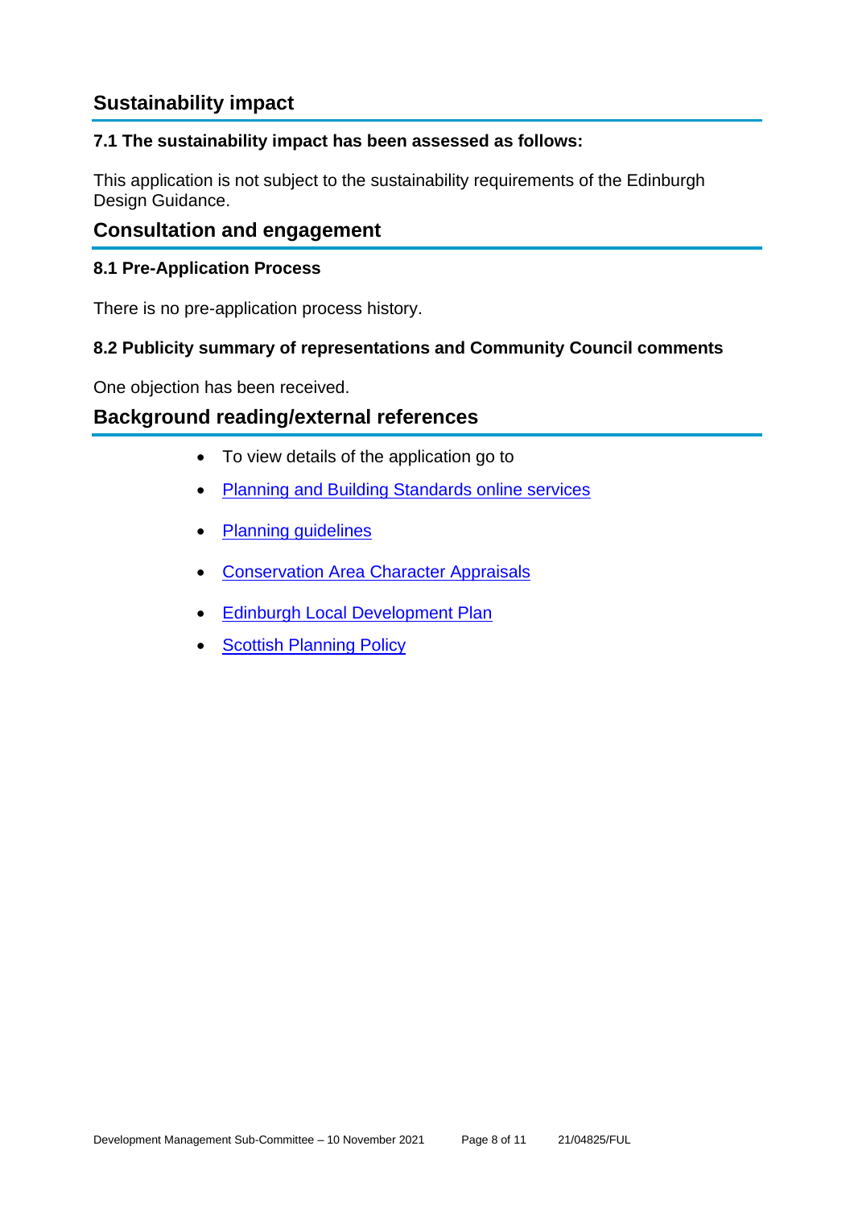## Sustainability impact

### 7.1 The sustainability impact has been assessed as follows:

This application is not subject to the sustainability requirements of the Edinburgh Design Guidance.

## Consultation and engagement

### 8.1 Pre-Application Process

There is no pre-application process history.

### 8.2 Publicity summary of representations and Community Council comments

One objection has been received.

## Background reading/external references

- To view details of the application go to
- Planning and Building Standards online services
- Planning guidelines
- Conservation Area Character Appraisals
- Edinburgh Local Development Plan
- Scottish Planning Policy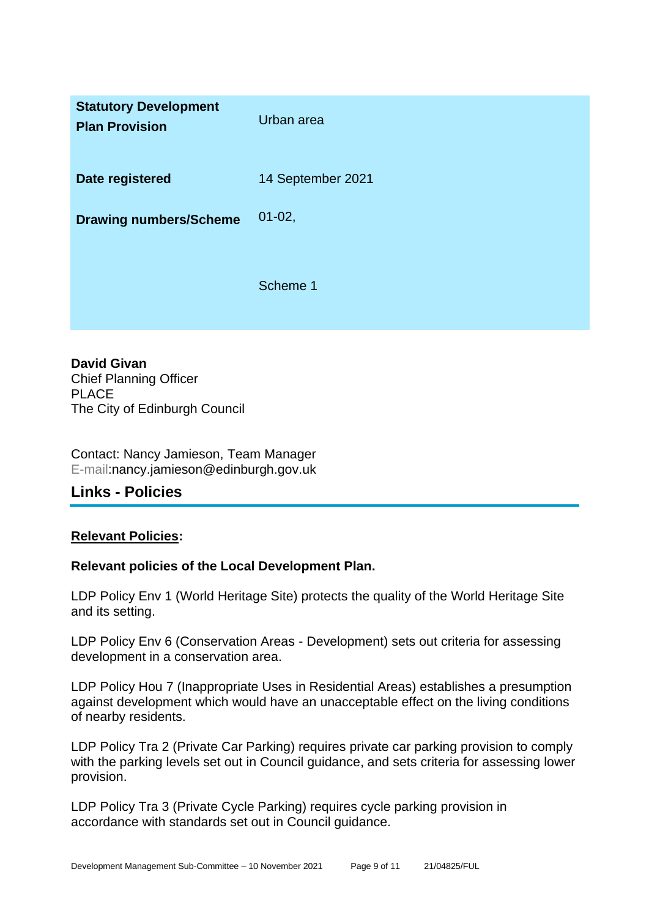| | |
|---|---|
| **Statutory Development Plan Provision** | Urban area |
| **Date registered** | 14 September 2021 |
| **Drawing numbers/Scheme** | 01-02,<br><br>Scheme 1 |

**David Givan**
Chief Planning Officer
PLACE
The City of Edinburgh Council

Contact: Nancy Jamieson, Team Manager
E-mail:nancy.jamieson@edinburgh.gov.uk

## Links - Policies

**Relevant Policies:**

**Relevant policies of the Local Development Plan.**

LDP Policy Env 1 (World Heritage Site) protects the quality of the World Heritage Site and its setting.

LDP Policy Env 6 (Conservation Areas - Development) sets out criteria for assessing development in a conservation area.

LDP Policy Hou 7 (Inappropriate Uses in Residential Areas) establishes a presumption against development which would have an unacceptable effect on the living conditions of nearby residents.

LDP Policy Tra 2 (Private Car Parking) requires private car parking provision to comply with the parking levels set out in Council guidance, and sets criteria for assessing lower provision.

LDP Policy Tra 3 (Private Cycle Parking) requires cycle parking provision in accordance with standards set out in Council guidance.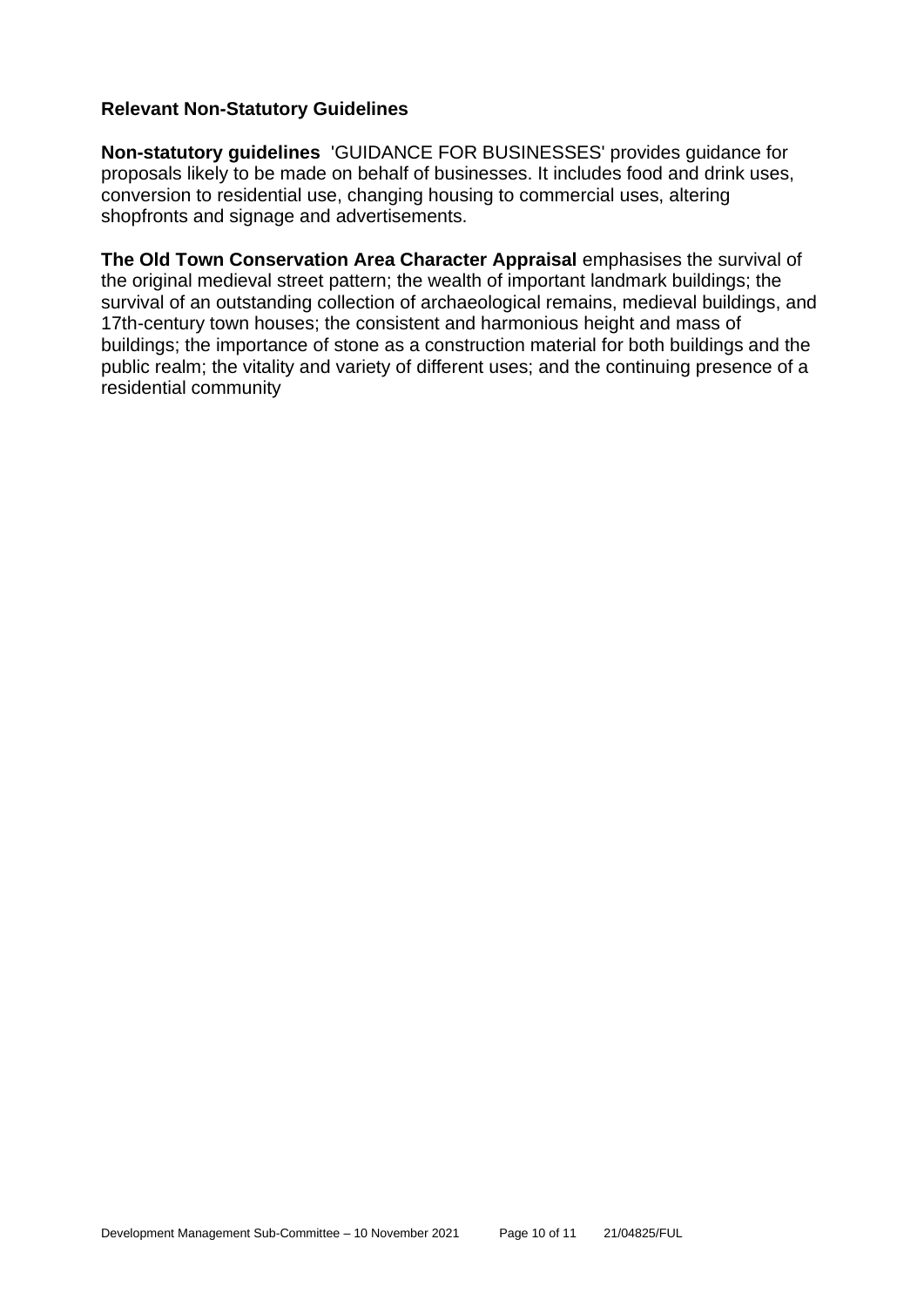### Relevant Non-Statutory Guidelines

**Non-statutory guidelines** 'GUIDANCE FOR BUSINESSES' provides guidance for proposals likely to be made on behalf of businesses. It includes food and drink uses, conversion to residential use, changing housing to commercial uses, altering shopfronts and signage and advertisements.

**The Old Town Conservation Area Character Appraisal** emphasises the survival of the original medieval street pattern; the wealth of important landmark buildings; the survival of an outstanding collection of archaeological remains, medieval buildings, and 17th-century town houses; the consistent and harmonious height and mass of buildings; the importance of stone as a construction material for both buildings and the public realm; the vitality and variety of different uses; and the continuing presence of a residential community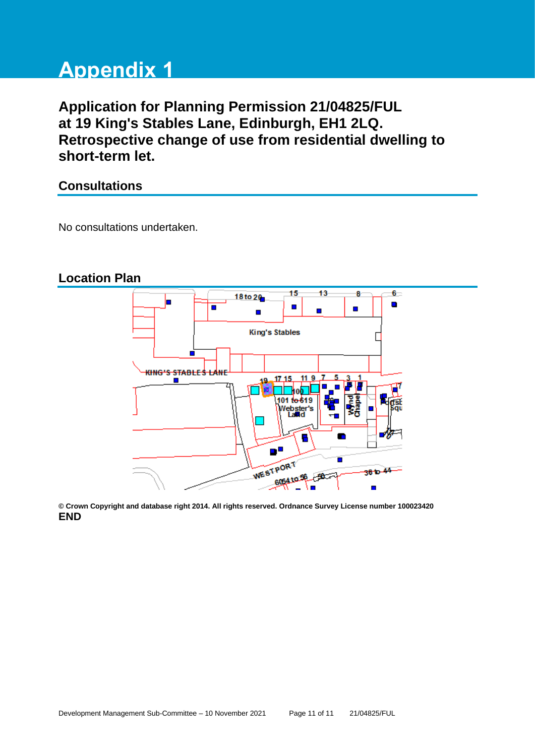# Appendix 1

**Application for Planning Permission 21/04825/FUL at 19 King's Stables Lane, Edinburgh, EH1 2LQ. Retrospective change of use from residential dwelling to short-term let.**

## Consultations

No consultations undertaken.

## Location Plan

18 to 20

15

13

8

6

King's Stables

KING'S STABLES LANE

19

17 15

11 9

7

5

3

1

100

101 to 619

Webster's Land

Wynd Chapel

WESTPORT

60 54 to 56

50

36 to 44

**© Crown Copyright and database right 2014. All rights reserved. Ordnance Survey License number 100023420**

**END**